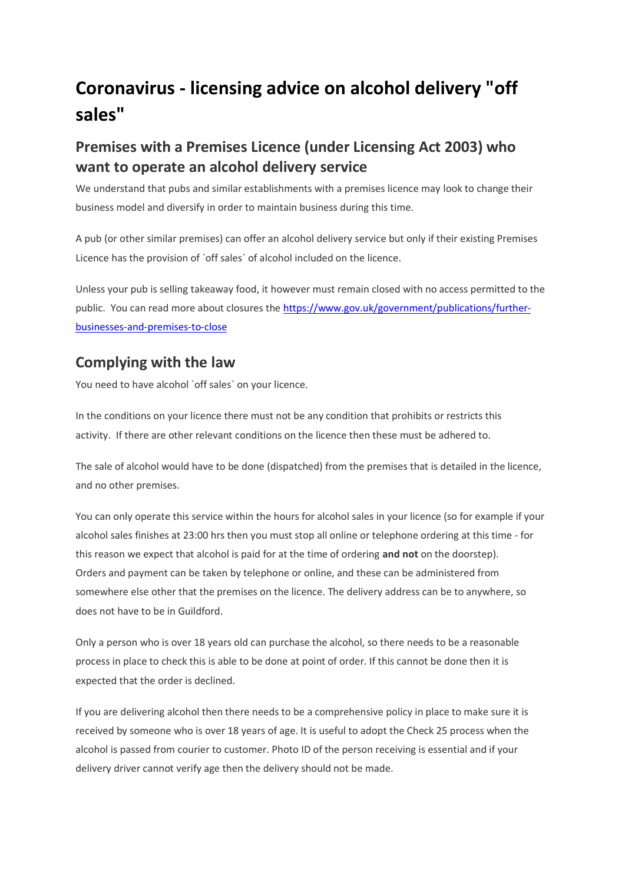# Coronavirus - licensing advice on alcohol delivery "off sales"

## Premises with a Premises Licence (under Licensing Act 2003) who want to operate an alcohol delivery service

We understand that pubs and similar establishments with a premises licence may look to change their business model and diversify in order to maintain business during this time.

A pub (or other similar premises) can offer an alcohol delivery service but only if their existing Premises Licence has the provision of `off sales` of alcohol included on the licence.

Unless your pub is selling takeaway food, it however must remain closed with no access permitted to the public. You can read more about closures the [https://www.gov.uk/government/publications/further-businesses-and-premises-to-close](https://www.gov.uk/government/publications/further-businesses-and-premises-to-close)

## Complying with the law

You need to have alcohol `off sales` on your licence.

In the conditions on your licence there must not be any condition that prohibits or restricts this activity. If there are other relevant conditions on the licence then these must be adhered to.

The sale of alcohol would have to be done (dispatched) from the premises that is detailed in the licence, and no other premises.

You can only operate this service within the hours for alcohol sales in your licence (so for example if your alcohol sales finishes at 23:00 hrs then you must stop all online or telephone ordering at this time - for this reason we expect that alcohol is paid for at the time of ordering **and not** on the doorstep). Orders and payment can be taken by telephone or online, and these can be administered from somewhere else other that the premises on the licence. The delivery address can be to anywhere, so does not have to be in Guildford.

Only a person who is over 18 years old can purchase the alcohol, so there needs to be a reasonable process in place to check this is able to be done at point of order. If this cannot be done then it is expected that the order is declined.

If you are delivering alcohol then there needs to be a comprehensive policy in place to make sure it is received by someone who is over 18 years of age. It is useful to adopt the Check 25 process when the alcohol is passed from courier to customer. Photo ID of the person receiving is essential and if your delivery driver cannot verify age then the delivery should not be made.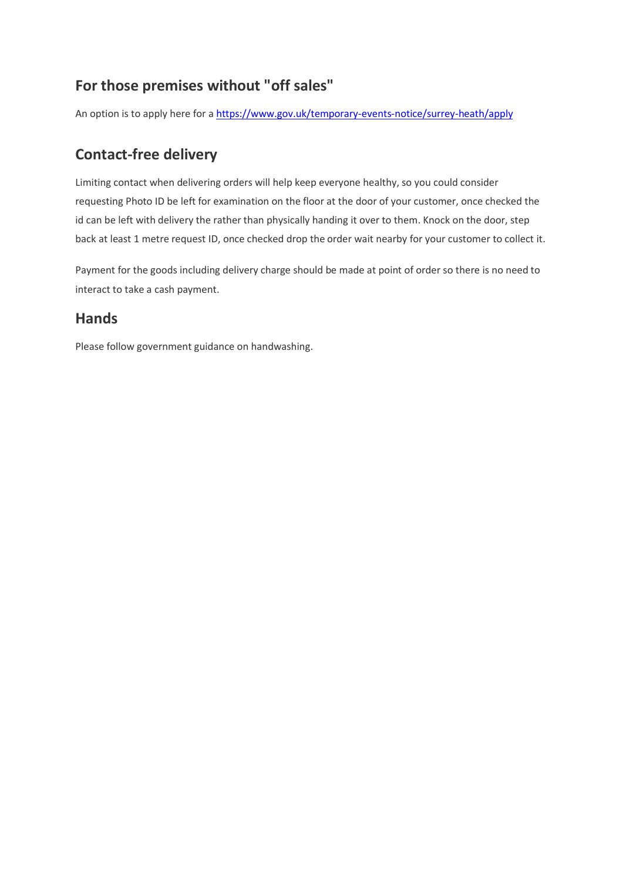## For those premises without "off sales"

An option is to apply here for a https://www.gov.uk/temporary-events-notice/surrey-heath/apply

## Contact-free delivery

Limiting contact when delivering orders will help keep everyone healthy, so you could consider requesting Photo ID be left for examination on the floor at the door of your customer, once checked the id can be left with delivery the rather than physically handing it over to them. Knock on the door, step back at least 1 metre request ID, once checked drop the order wait nearby for your customer to collect it.

Payment for the goods including delivery charge should be made at point of order so there is no need to interact to take a cash payment.

## Hands

Please follow government guidance on handwashing.